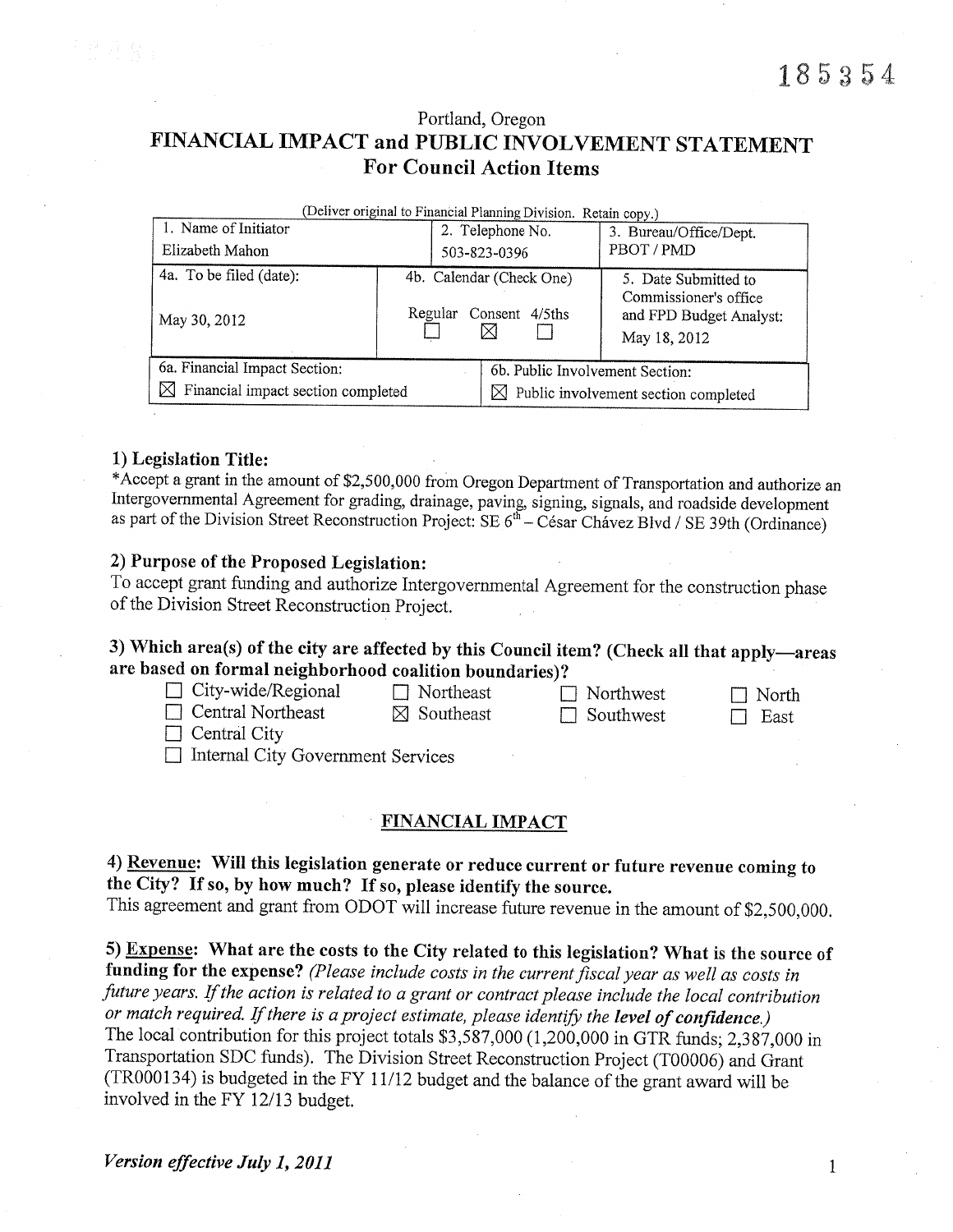185354

Portland, Oregon

# FINANCIAL IMPACT and PUBLIC INVOLVEMENT STATEMENT
## For Council Action Items

(Deliver original to Financial Planning Division. Retain copy.)

| 1. Name of Initiator | 2. Telephone No. | 3. Bureau/Office/Dept. |
|---|---|---|
| Elizabeth Mahon | 503-823-0396 | PBOT / PMD |
| 4a. To be filed (date): May 30, 2012 | 4b. Calendar (Check One) Regular ☐ Consent ☒ 4/5ths ☐ | 5. Date Submitted to Commissioner's office and FPD Budget Analyst: May 18, 2012 |
| 6a. Financial Impact Section: ☒ Financial impact section completed | 6b. Public Involvement Section: ☒ Public involvement section completed | |

### 1) Legislation Title:

*Accept a grant in the amount of $2,500,000 from Oregon Department of Transportation and authorize an Intergovernmental Agreement for grading, drainage, paving, signing, signals, and roadside development as part of the Division Street Reconstruction Project: SE 6th – César Chávez Blvd / SE 39th (Ordinance)

### 2) Purpose of the Proposed Legislation:

To accept grant funding and authorize Intergovernmental Agreement for the construction phase of the Division Street Reconstruction Project.

### 3) Which area(s) of the city are affected by this Council item? (Check all that apply—areas are based on formal neighborhood coalition boundaries)?

- ☐ City-wide/Regional
- ☐ Northeast
- ☐ Northwest
- ☐ North
- ☐ Central Northeast
- ☒ Southeast
- ☐ Southwest
- ☐ East
- ☐ Central City
- ☐ Internal City Government Services

## FINANCIAL IMPACT

### 4) Revenue: Will this legislation generate or reduce current or future revenue coming to the City? If so, by how much? If so, please identify the source.

This agreement and grant from ODOT will increase future revenue in the amount of $2,500,000.

### 5) Expense: What are the costs to the City related to this legislation? What is the source of funding for the expense? *(Please include costs in the current fiscal year as well as costs in future years. If the action is related to a grant or contract please include the local contribution or match required. If there is a project estimate, please identify the* ***level of confidence.****)*

The local contribution for this project totals $3,587,000 (1,200,000 in GTR funds; 2,387,000 in Transportation SDC funds). The Division Street Reconstruction Project (T00006) and Grant (TR000134) is budgeted in the FY 11/12 budget and the balance of the grant award will be involved in the FY 12/13 budget.

*Version effective July 1, 2011*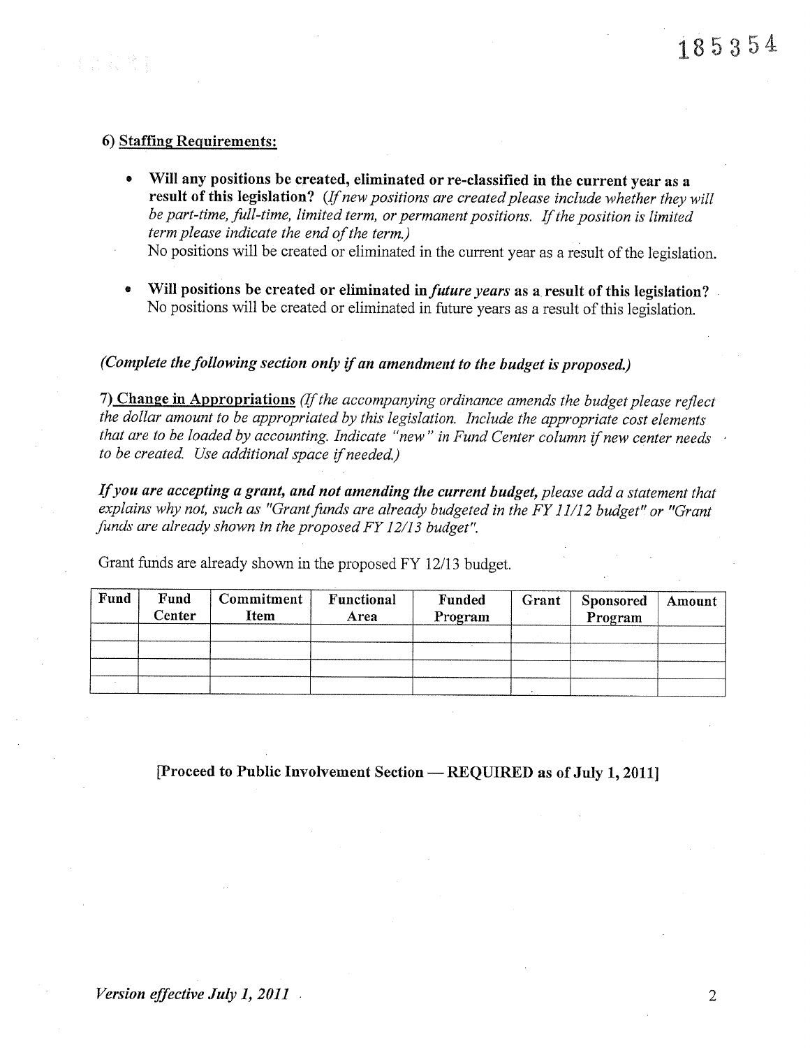185354

6) **Staffing Requirements:**

- **Will any positions be created, eliminated or re-classified in the current year as a result of this legislation?** *(If new positions are created please include whether they will be part-time, full-time, limited term, or permanent positions. If the position is limited term please indicate the end of the term.)*
  No positions will be created or eliminated in the current year as a result of the legislation.

- **Will positions be created or eliminated in *future years* as a result of this legislation?**
  No positions will be created or eliminated in future years as a result of this legislation.

***(Complete the following section only if an amendment to the budget is proposed.)***

**7) Change in Appropriations** *(If the accompanying ordinance amends the budget please reflect the dollar amount to be appropriated by this legislation. Include the appropriate cost elements that are to be loaded by accounting. Indicate "new" in Fund Center column if new center needs to be created. Use additional space if needed.)*

***If you are accepting a grant, and not amending the current budget,*** *please add a statement that explains why not, such as "Grant funds are already budgeted in the FY 11/12 budget" or "Grant funds are already shown in the proposed FY 12/13 budget".*

Grant funds are already shown in the proposed FY 12/13 budget.

| Fund | Fund Center | Commitment Item | Functional Area | Funded Program | Grant | Sponsored Program | Amount |
|---|---|---|---|---|---|---|---|
| | | | | | | | |
| | | | | | | | |
| | | | | | | | |
| | | | | | | | |

**[Proceed to Public Involvement Section — REQUIRED as of July 1, 2011]**

*Version effective July 1, 2011*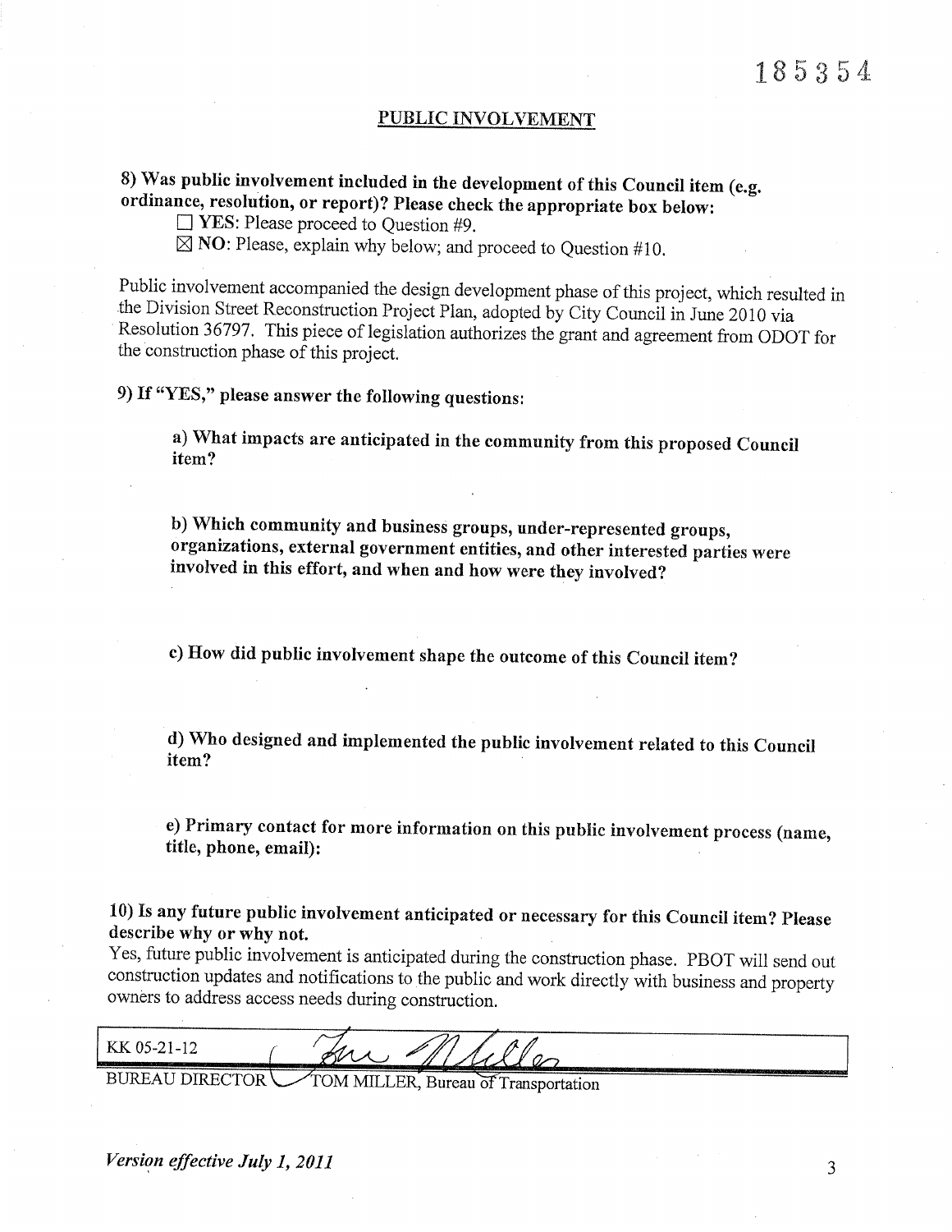185354

## PUBLIC INVOLVEMENT

**8) Was public involvement included in the development of this Council item (e.g. ordinance, resolution, or report)? Please check the appropriate box below:**

☐ **YES**: Please proceed to Question #9.

☒ **NO**: Please, explain why below; and proceed to Question #10.

Public involvement accompanied the design development phase of this project, which resulted in the Division Street Reconstruction Project Plan, adopted by City Council in June 2010 via Resolution 36797. This piece of legislation authorizes the grant and agreement from ODOT for the construction phase of this project.

**9) If "YES," please answer the following questions:**

**a) What impacts are anticipated in the community from this proposed Council item?**

**b) Which community and business groups, under-represented groups, organizations, external government entities, and other interested parties were involved in this effort, and when and how were they involved?**

**c) How did public involvement shape the outcome of this Council item?**

**d) Who designed and implemented the public involvement related to this Council item?**

**e) Primary contact for more information on this public involvement process (name, title, phone, email):**

**10) Is any future public involvement anticipated or necessary for this Council item? Please describe why or why not.**

Yes, future public involvement is anticipated during the construction phase. PBOT will send out construction updates and notifications to the public and work directly with business and property owners to address access needs during construction.

KK 05-21-12

BUREAU DIRECTOR TOM MILLER, Bureau of Transportation

*Version effective July 1, 2011*